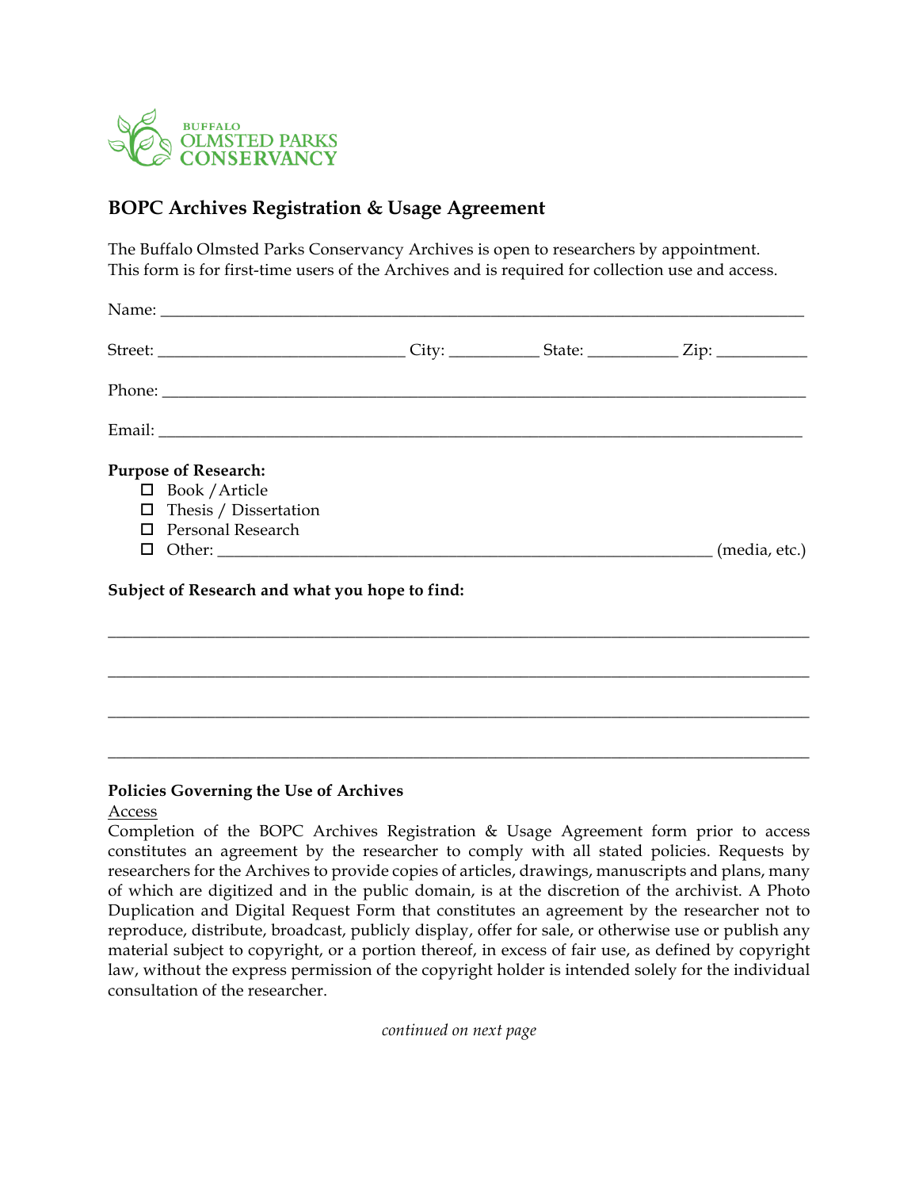BUFFALO OLMSTED PARKS CONSERVANCY

## BOPC Archives Registration & Usage Agreement

The Buffalo Olmsted Parks Conservancy Archives is open to researchers by appointment. This form is for first-time users of the Archives and is required for collection use and access.

Name: ______________________________________________________________________________

Street: ______________________________ City: ___________ State: ___________ Zip: ___________

Phone: ______________________________________________________________________________

Email: ______________________________________________________________________________

**Purpose of Research:**

- ☐ Book / Article
- ☐ Thesis / Dissertation
- ☐ Personal Research
- ☐ Other: ____________________________________________________________ (media, etc.)

**Subject of Research and what you hope to find:**

_____________________________________________________________________________________

_____________________________________________________________________________________

_____________________________________________________________________________________

_____________________________________________________________________________________

**Policies Governing the Use of Archives**

Access

Completion of the BOPC Archives Registration & Usage Agreement form prior to access constitutes an agreement by the researcher to comply with all stated policies. Requests by researchers for the Archives to provide copies of articles, drawings, manuscripts and plans, many of which are digitized and in the public domain, is at the discretion of the archivist. A Photo Duplication and Digital Request Form that constitutes an agreement by the researcher not to reproduce, distribute, broadcast, publicly display, offer for sale, or otherwise use or publish any material subject to copyright, or a portion thereof, in excess of fair use, as defined by copyright law, without the express permission of the copyright holder is intended solely for the individual consultation of the researcher.

*continued on next page*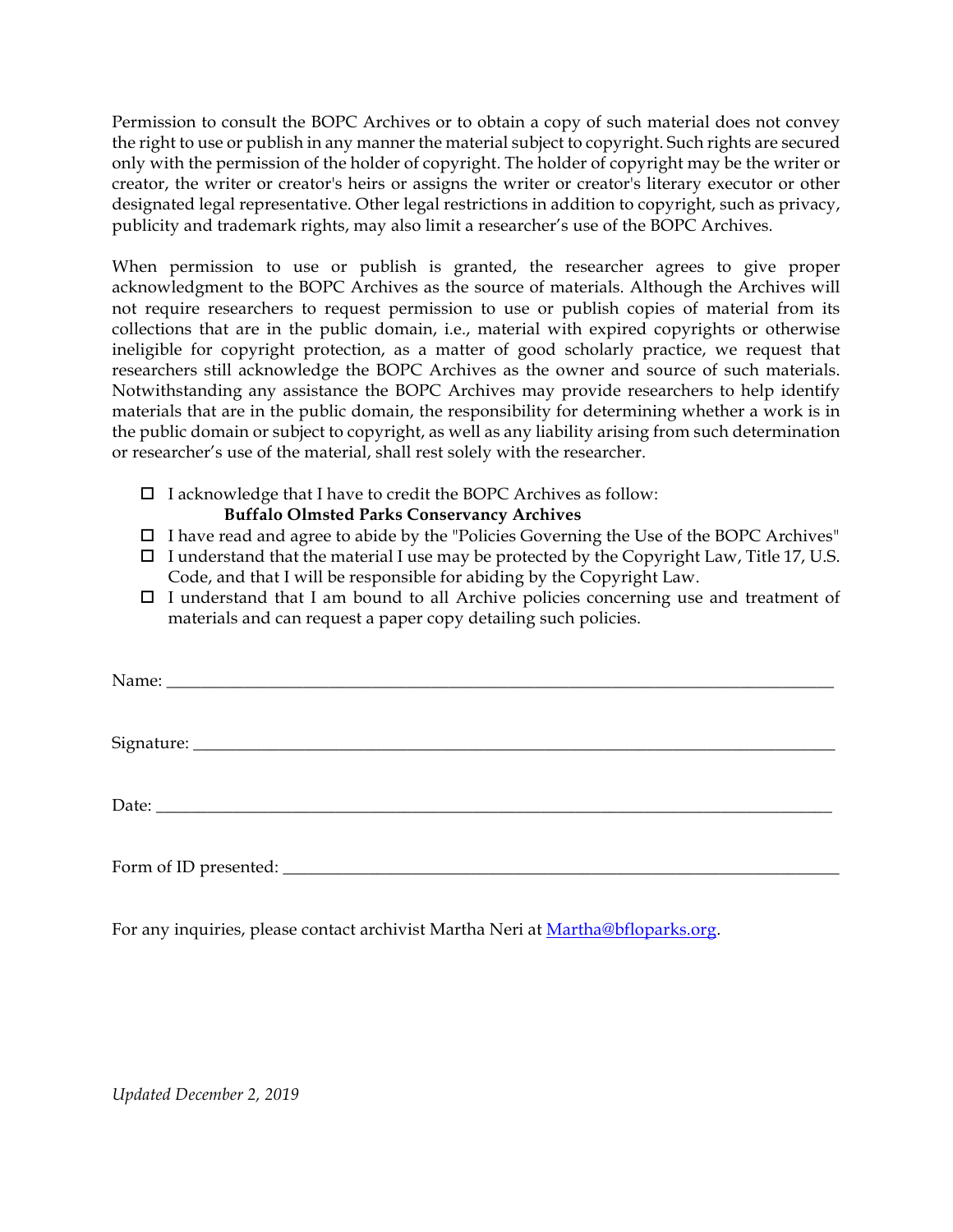Permission to consult the BOPC Archives or to obtain a copy of such material does not convey the right to use or publish in any manner the material subject to copyright. Such rights are secured only with the permission of the holder of copyright. The holder of copyright may be the writer or creator, the writer or creator's heirs or assigns the writer or creator's literary executor or other designated legal representative. Other legal restrictions in addition to copyright, such as privacy, publicity and trademark rights, may also limit a researcher's use of the BOPC Archives.

When permission to use or publish is granted, the researcher agrees to give proper acknowledgment to the BOPC Archives as the source of materials. Although the Archives will not require researchers to request permission to use or publish copies of material from its collections that are in the public domain, i.e., material with expired copyrights or otherwise ineligible for copyright protection, as a matter of good scholarly practice, we request that researchers still acknowledge the BOPC Archives as the owner and source of such materials. Notwithstanding any assistance the BOPC Archives may provide researchers to help identify materials that are in the public domain, the responsibility for determining whether a work is in the public domain or subject to copyright, as well as any liability arising from such determination or researcher's use of the material, shall rest solely with the researcher.

- ☐ I acknowledge that I have to credit the BOPC Archives as follow:
  **Buffalo Olmsted Parks Conservancy Archives**
- ☐ I have read and agree to abide by the "Policies Governing the Use of the BOPC Archives"
- ☐ I understand that the material I use may be protected by the Copyright Law, Title 17, U.S. Code, and that I will be responsible for abiding by the Copyright Law.
- ☐ I understand that I am bound to all Archive policies concerning use and treatment of materials and can request a paper copy detailing such policies.

Name: ______________________________________________________________________

Signature: __________________________________________________________________

Date: _______________________________________________________________________

Form of ID presented: _______________________________________________________

For any inquiries, please contact archivist Martha Neri at Martha@bfloparks.org.

*Updated December 2, 2019*